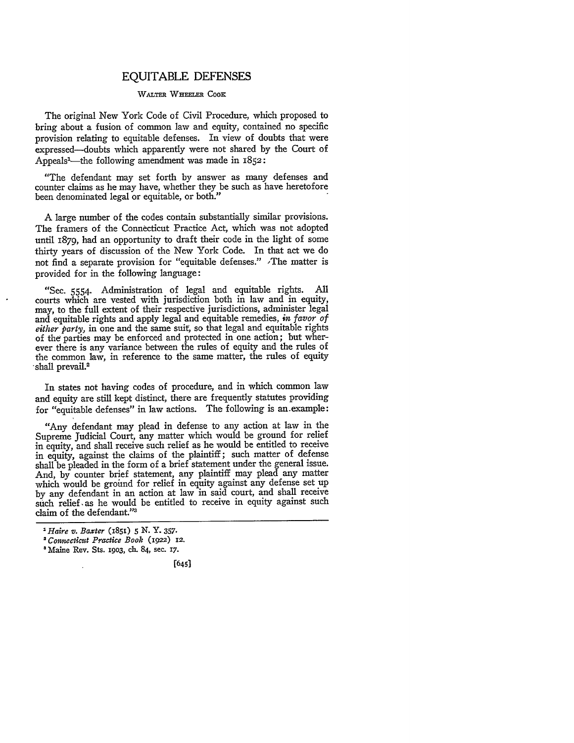# EQUITABLE DEFENSES

WALTER WHEELER COOK

The original New York Code of Civil Procedure, which proposed to bring about a fusion of common law and equity, contained no specific provision relating to equitable defenses. In view of doubts that were expressed—doubts which apparently were not shared by the Court of Appeals[1]—the following amendment was made in 1852:

> "The defendant may set forth by answer as many defenses and counter claims as he may have, whether they be such as have heretofore been denominated legal or equitable, or both."

A large number of the codes contain substantially similar provisions. The framers of the Connecticut Practice Act, which was not adopted until 1879, had an opportunity to draft their code in the light of some thirty years of discussion of the New York Code. In that act we do not find a separate provision for "equitable defenses." The matter is provided for in the following language:

> "Sec. 5554. Administration of legal and equitable rights. All courts which are vested with jurisdiction both in law and in equity, may, to the full extent of their respective jurisdictions, administer legal and equitable rights and apply legal and equitable remedies, *in favor of either party*, in one and the same suit, so that legal and equitable rights of the parties may be enforced and protected in one action; but wherever there is any variance between the rules of equity and the rules of the common law, in reference to the same matter, the rules of equity shall prevail.[2]

In states not having codes of procedure, and in which common law and equity are still kept distinct, there are frequently statutes providing for "equitable defenses" in law actions. The following is an example:

> "Any defendant may plead in defense to any action at law in the Supreme Judicial Court, any matter which would be ground for relief in equity, and shall receive such relief as he would be entitled to receive in equity, against the claims of the plaintiff; such matter of defense shall be pleaded in the form of a brief statement under the general issue. And, by counter brief statement, any plaintiff may plead any matter which would be ground for relief in equity against any defense set up by any defendant in an action at law in said court, and shall receive such relief as he would be entitled to receive in equity against such claim of the defendant."[3]

---

[1] *Haire v. Baxter* (1851) 5 N. Y. 357.

[2] *Connecticut Practice Book* (1922) 12.

[3] Maine Rev. Sts. 1903, ch. 84, sec. 17.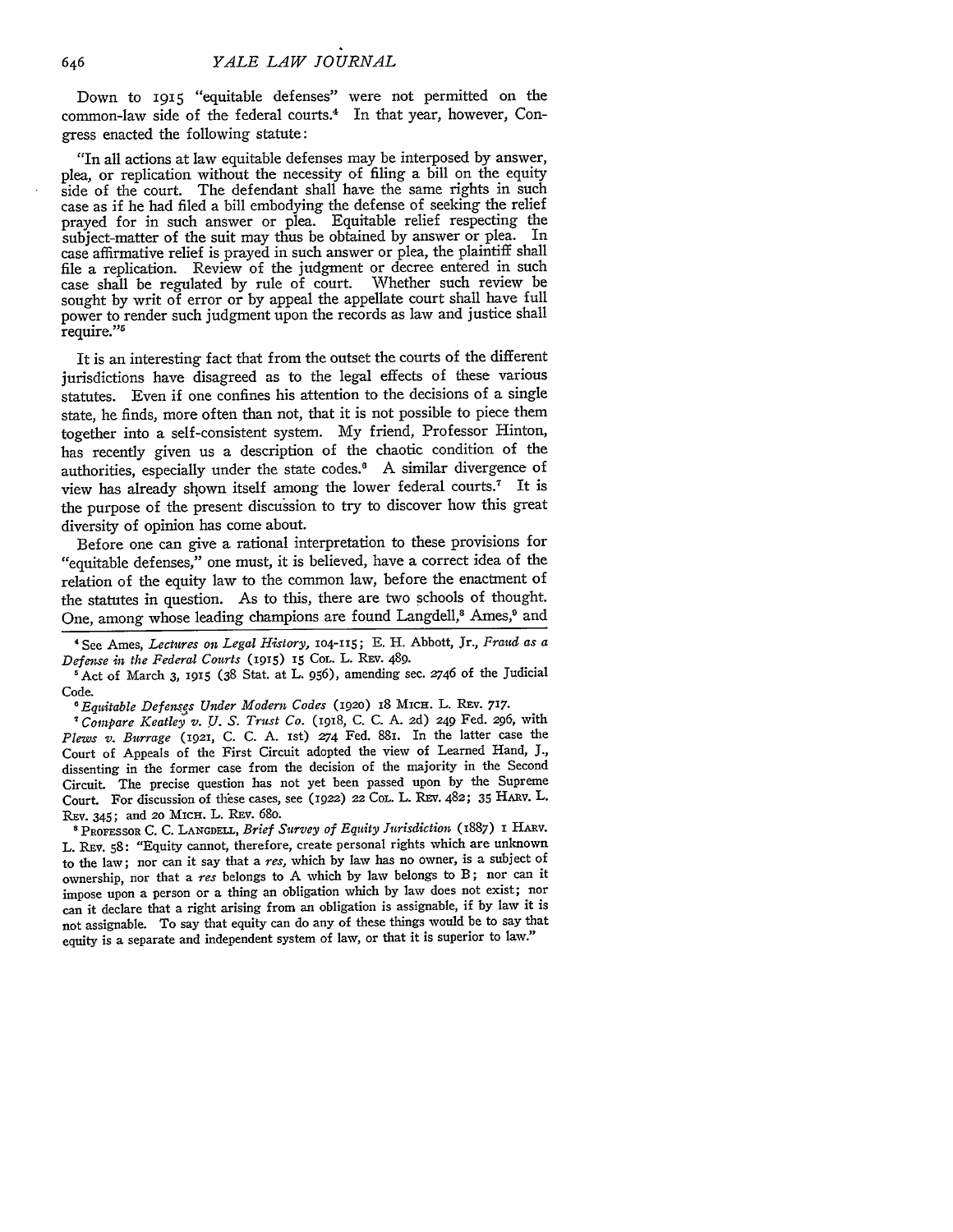Down to 1915 "equitable defenses" were not permitted on the common-law side of the federal courts.[4] In that year, however, Congress enacted the following statute:

> "In all actions at law equitable defenses may be interposed by answer, plea, or replication without the necessity of filing a bill on the equity side of the court. The defendant shall have the same rights in such case as if he had filed a bill embodying the defense of seeking the relief prayed for in such answer or plea. Equitable relief respecting the subject-matter of the suit may thus be obtained by answer or plea. In case affirmative relief is prayed in such answer or plea, the plaintiff shall file a replication. Review of the judgment or decree entered in such case shall be regulated by rule of court. Whether such review be sought by writ of error or by appeal the appellate court shall have full power to render such judgment upon the records as law and justice shall require."[5]

It is an interesting fact that from the outset the courts of the different jurisdictions have disagreed as to the legal effects of these various statutes. Even if one confines his attention to the decisions of a single state, he finds, more often than not, that it is not possible to piece them together into a self-consistent system. My friend, Professor Hinton, has recently given us a description of the chaotic condition of the authorities, especially under the state codes.[6] A similar divergence of view has already shown itself among the lower federal courts.[7] It is the purpose of the present discussion to try to discover how this great diversity of opinion has come about.

Before one can give a rational interpretation to these provisions for "equitable defenses," one must, it is believed, have a correct idea of the relation of the equity law to the common law, before the enactment of the statutes in question. As to this, there are two schools of thought. One, among whose leading champions are found Langdell,[8] Ames,[9] and

---

[4] See Ames, *Lectures on Legal History*, 104-115; E. H. Abbott, Jr., *Fraud as a Defense in the Federal Courts* (1915) 15 Col. L. Rev. 489.

[5] Act of March 3, 1915 (38 Stat. at L. 956), amending sec. 2746 of the Judicial Code.

[6] *Equitable Defenses Under Modern Codes* (1920) 18 Mich. L. Rev. 717.

[7] *Compare Keatley v. U. S. Trust Co.* (1918, C. C. A. 2d) 249 Fed. 296, with *Plews v. Burrage* (1921, C. C. A. 1st) 274 Fed. 881. In the latter case the Court of Appeals of the First Circuit adopted the view of Learned Hand, J., dissenting in the former case from the decision of the majority in the Second Circuit. The precise question has not yet been passed upon by the Supreme Court. For discussion of these cases, see (1922) 22 Col. L. Rev. 482; 35 Harv. L. Rev. 345; and 20 Mich. L. Rev. 680.

[8] Professor C. C. Langdell, *Brief Survey of Equity Jurisdiction* (1887) 1 Harv. L. Rev. 58: "Equity cannot, therefore, create personal rights which are unknown to the law; nor can it say that a *res*, which by law has no owner, is a subject of ownership, nor that a *res* belongs to A which by law belongs to B; nor can it impose upon a person or a thing an obligation which by law does not exist; nor can it declare that a right arising from an obligation is assignable, if by law it is not assignable. To say that equity can do any of these things would be to say that equity is a separate and independent system of law, or that it is superior to law."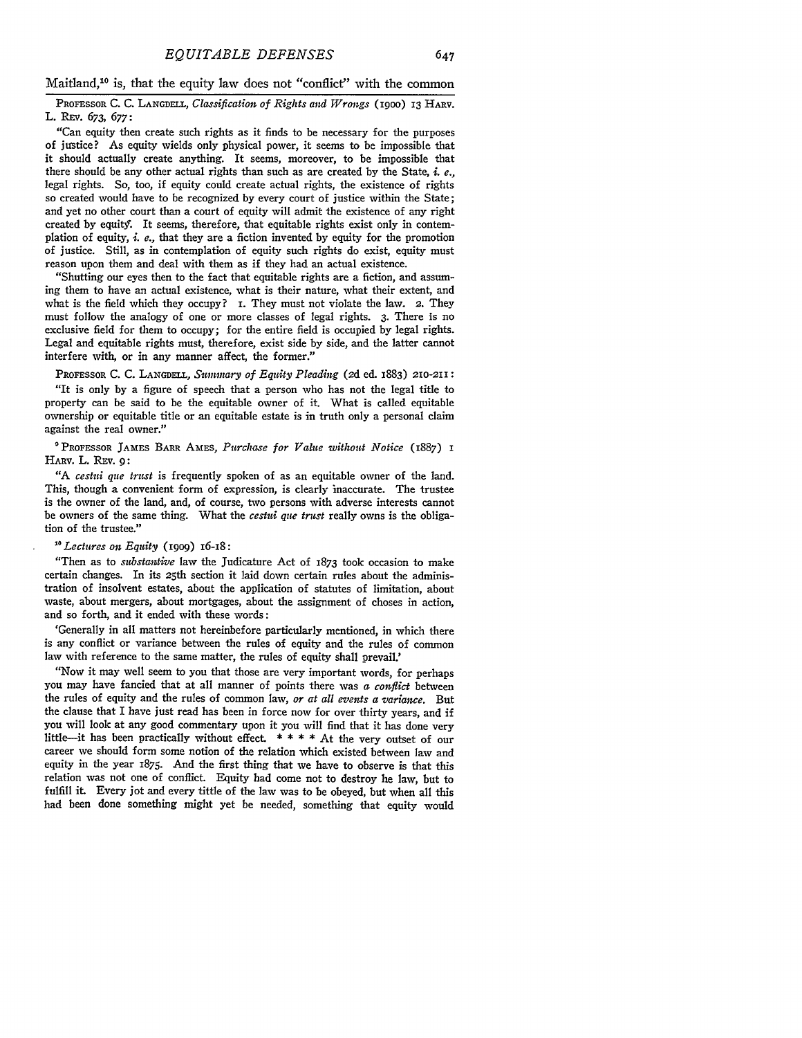Maitland,[10] is, that the equity law does not "conflict" with the common

PROFESSOR C. C. LANGDELL, *Classification of Rights and Wrongs* (1900) 13 HARV. L. REV. 673, 677:

"Can equity then create such rights as it finds to be necessary for the purposes of justice? As equity wields only physical power, it seems to be impossible that it should actually create anything. It seems, moreover, to be impossible that there should be any other actual rights than such as are created by the State, *i. e.*, legal rights. So, too, if equity could create actual rights, the existence of rights so created would have to be recognized by every court of justice within the State; and yet no other court than a court of equity will admit the existence of any right created by equity. It seems, therefore, that equitable rights exist only in contemplation of equity, *i. e.*, that they are a fiction invented by equity for the promotion of justice. Still, as in contemplation of equity such rights do exist, equity must reason upon them and deal with them as if they had an actual existence.

"Shutting our eyes then to the fact that equitable rights are a fiction, and assuming them to have an actual existence, what is their nature, what their extent, and what is the field which they occupy? 1. They must not violate the law. 2. They must follow the analogy of one or more classes of legal rights. 3. There is no exclusive field for them to occupy; for the entire field is occupied by legal rights. Legal and equitable rights must, therefore, exist side by side, and the latter cannot interfere with, or in any manner affect, the former."

PROFESSOR C. C. LANGDELL, *Summary of Equity Pleading* (2d ed. 1883) 210-211:

"It is only by a figure of speech that a person who has not the legal title to property can be said to be the equitable owner of it. What is called equitable ownership or equitable title or an equitable estate is in truth only a personal claim against the real owner."

[9] PROFESSOR JAMES BARR AMES, *Purchase for Value without Notice* (1887) 1 HARV. L. REV. 9:

"A *cestui que trust* is frequently spoken of as an equitable owner of the land. This, though a convenient form of expression, is clearly inaccurate. The trustee is the owner of the land, and, of course, two persons with adverse interests cannot be owners of the same thing. What the *cestui que trust* really owns is the obligation of the trustee."

[10] *Lectures on Equity* (1909) 16-18:

"Then as to *substantive* law the Judicature Act of 1873 took occasion to make certain changes. In its 25th section it laid down certain rules about the administration of insolvent estates, about the application of statutes of limitation, about waste, about mergers, about mortgages, about the assignment of choses in action, and so forth, and it ended with these words:

'Generally in all matters not hereinbefore particularly mentioned, in which there is any conflict or variance between the rules of equity and the rules of common law with reference to the same matter, the rules of equity shall prevail.'

"Now it may well seem to you that those are very important words, for perhaps you may have fancied that at all manner of points there was *a conflict* between the rules of equity and the rules of common law, *or at all events a variance*. But the clause that I have just read has been in force now for over thirty years, and if you will look at any good commentary upon it you will find that it has done very little—it has been practically without effect. * * * * At the very outset of our career we should form some notion of the relation which existed between law and equity in the year 1875. And the first thing that we have to observe is that this relation was not one of conflict. Equity had come not to destroy he law, but to fulfill it. Every jot and every tittle of the law was to be obeyed, but when all this had been done something might yet be needed, something that equity would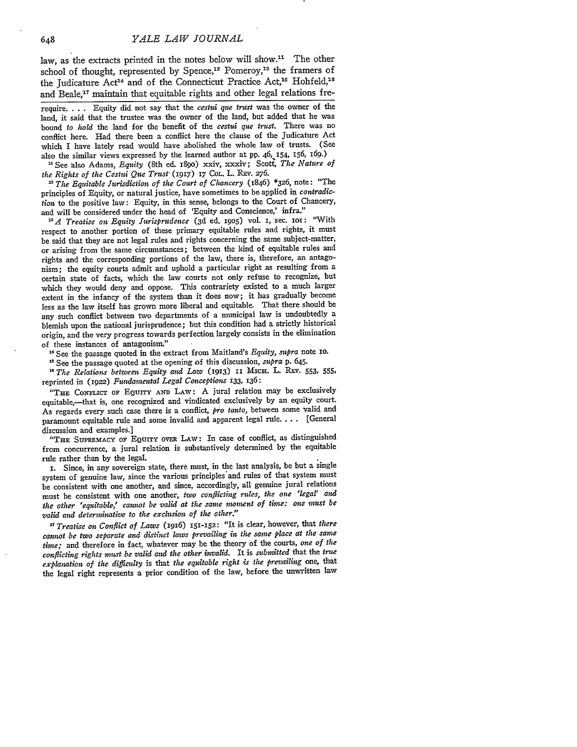law, as the extracts printed in the notes below will show.[11] The other school of thought, represented by Spence,[12] Pomeroy,[13] the framers of the Judicature Act[14] and of the Connecticut Practice Act,[15] Hohfeld,[16] and Beale,[17] maintain that equitable rights and other legal relations fre-

---

require. . . . Equity did not say that the *cestui que trust* was the owner of the land, it said that the trustee was the owner of the land, but added that he was bound *to hold* the land for the benefit of the *cestui que trust*. There was no conflict here. Had there been a conflict here the clause of the Judicature Act which I have lately read would have abolished the whole law of trusts. (See also the similar views expressed by the learned author at pp. 46, 154, 156, 169.)

[11] See also Adams, *Equity* (8th ed. 1890) xxiv, xxxiv; Scott, *The Nature of the Rights of the Cestui Que Trust* (1917) 17 Col. L. Rev. 276.

[12] *The Equitable Jurisdiction of the Court of Chancery* (1846) *326, note: "The principles of Equity, or natural justice, have sometimes to be applied in *contradiction* to the positive law: Equity, in this sense, belongs to the Court of Chancery, and will be considered under the head of 'Equity and Conscience,' infra."

[13] *A Treatise on Equity Jurisprudence* (3d ed. 1905) vol. 1, sec. 101: "With respect to another portion of these primary equitable rules and rights, it must be said that they are not legal rules and rights concerning the same subject-matter, or arising from the same circumstances; between the kind of equitable rules and rights and the corresponding portions of the law, there is, therefore, an antagonism; the equity courts admit and uphold a particular right as resulting from a certain state of facts, which the law courts not only refuse to recognize, but which they would deny and oppose. This contrariety existed to a much larger extent in the infancy of the system than it does now; it has gradually become less as the law itself has grown more liberal and equitable. That there should be any such conflict between two departments of a municipal law is undoubtedly a blemish upon the national jurisprudence; but this condition had a strictly historical origin, and the very progress towards perfection largely consists in the elimination of these instances of antagonism."

[14] See the passage quoted in the extract from Maitland's *Equity*, *supra* note 10.

[15] See the passage quoted at the opening of this discussion, *supra* p. 645.

[16] *The Relations between Equity and Law* (1913) 11 Mich. L. Rev. 553, 555, reprinted in (1922) *Fundamental Legal Conceptions* 133, 136:

"The Conflict of Equity and Law: A jural relation may be exclusively equitable,—that is, one recognized and vindicated exclusively by an equity court. As regards every such case there is a conflict, *pro tanto*, between some valid and paramount equitable rule and some invalid and apparent legal rule. . . . [General discussion and examples.]

"The Supremacy of Equity over Law: In case of conflict, as distinguished from concurrence, a jural relation is substantively determined by the equitable rule rather than by the legal.

1. Since, in any sovereign state, there must, in the last analysis, be but a single system of genuine law, since the various principles and rules of that system must be consistent with one another, and since, accordingly, all genuine jural relations must be consistent with one another, *two conflicting rules, the one 'legal' and the other 'equitable,' cannot be valid at the same moment of time: one must be valid and determinative to the exclusion of the other.*"

[17] *Treatise on Conflict of Laws* (1916) 151-152: "It is clear, however, that *there cannot be two separate and distinct laws prevailing in the same place at the same time;* and therefore in fact, whatever may be the theory of the courts, *one of the conflicting rights must be valid and the other invalid.* It is *submitted* that the *true explanation of the difficulty* is that *the equitable right is the prevailing* one, that the legal right represents a prior condition of the law, before the unwritten law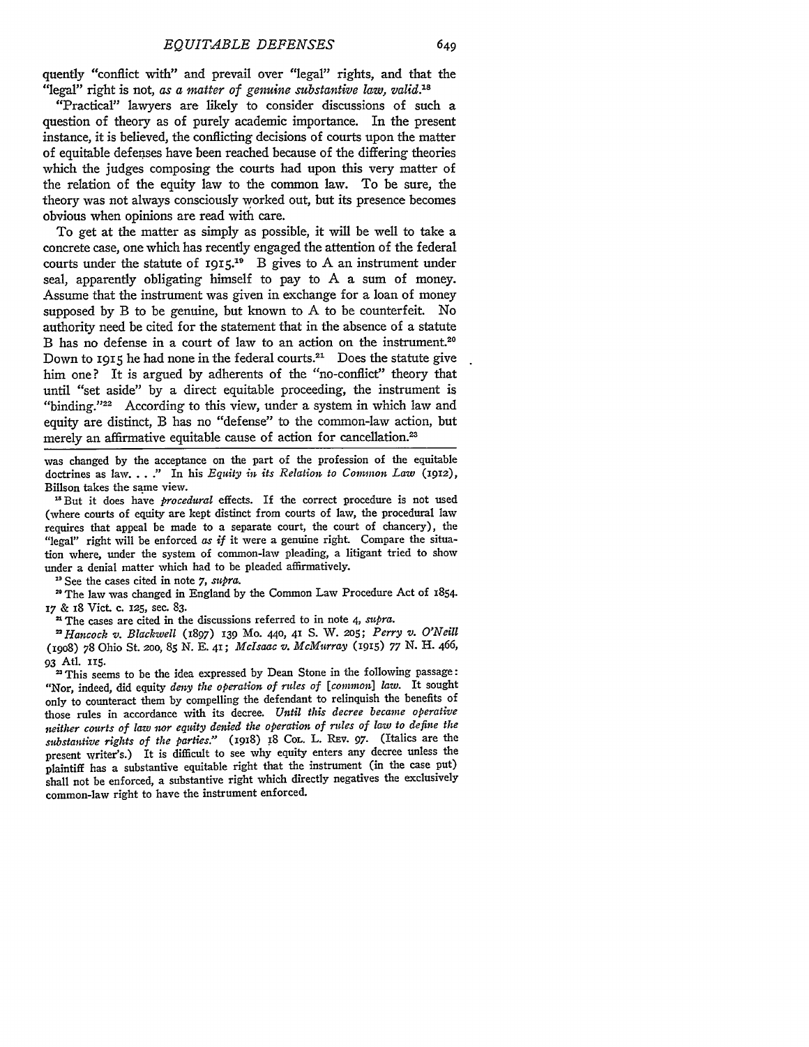quently "conflict with" and prevail over "legal" rights, and that the "legal" right is not, *as a matter of genuine substantive law, valid*.[18]

"Practical" lawyers are likely to consider discussions of such a question of theory as of purely academic importance. In the present instance, it is believed, the conflicting decisions of courts upon the matter of equitable defenses have been reached because of the differing theories which the judges composing the courts had upon this very matter of the relation of the equity law to the common law. To be sure, the theory was not always consciously worked out, but its presence becomes obvious when opinions are read with care.

To get at the matter as simply as possible, it will be well to take a concrete case, one which has recently engaged the attention of the federal courts under the statute of 1915.[19] B gives to A an instrument under seal, apparently obligating himself to pay to A a sum of money. Assume that the instrument was given in exchange for a loan of money supposed by B to be genuine, but known to A to be counterfeit. No authority need be cited for the statement that in the absence of a statute B has no defense in a court of law to an action on the instrument.[20] Down to 1915 he had none in the federal courts.[21] Does the statute give him one? It is argued by adherents of the "no-conflict" theory that until "set aside" by a direct equitable proceeding, the instrument is "binding."[22] According to this view, under a system in which law and equity are distinct, B has no "defense" to the common-law action, but merely an affirmative equitable cause of action for cancellation.[23]

---

was changed by the acceptance on the part of the profession of the equitable doctrines as law. . . ." In his *Equity in its Relation to Common Law* (1912), Billson takes the same view.

[18] But it does have *procedural* effects. If the correct procedure is not used (where courts of equity are kept distinct from courts of law, the procedural law requires that appeal be made to a separate court, the court of chancery), the "legal" right will be enforced *as if* it were a genuine right. Compare the situation where, under the system of common-law pleading, a litigant tried to show under a denial matter which had to be pleaded affirmatively.

[19] See the cases cited in note 7, *supra*.

[20] The law was changed in England by the Common Law Procedure Act of 1854. 17 & 18 Vict. c. 125, sec. 83.

[21] The cases are cited in the discussions referred to in note 4, *supra*.

[22] *Hancock v. Blackwell* (1897) 139 Mo. 440, 41 S. W. 205; *Perry v. O'Neill* (1908) 78 Ohio St. 200, 85 N. E. 41; *McIsaac v. McMurray* (1915) 77 N. H. 466, 93 Atl. 115.

[23] This seems to be the idea expressed by Dean Stone in the following passage: "Nor, indeed, did equity *deny the operation of rules of [common] law*. It sought only to counteract them by compelling the defendant to relinquish the benefits of those rules in accordance with its decree. *Until this decree became operative neither courts of law nor equity denied the operation of rules of law to define the substantive rights of the parties.*" (1918) 18 Col. L. Rev. 97. (Italics are the present writer's.) It is difficult to see why equity enters any decree unless the plaintiff has a substantive equitable right that the instrument (in the case put) shall not be enforced, a substantive right which directly negatives the exclusively common-law right to have the instrument enforced.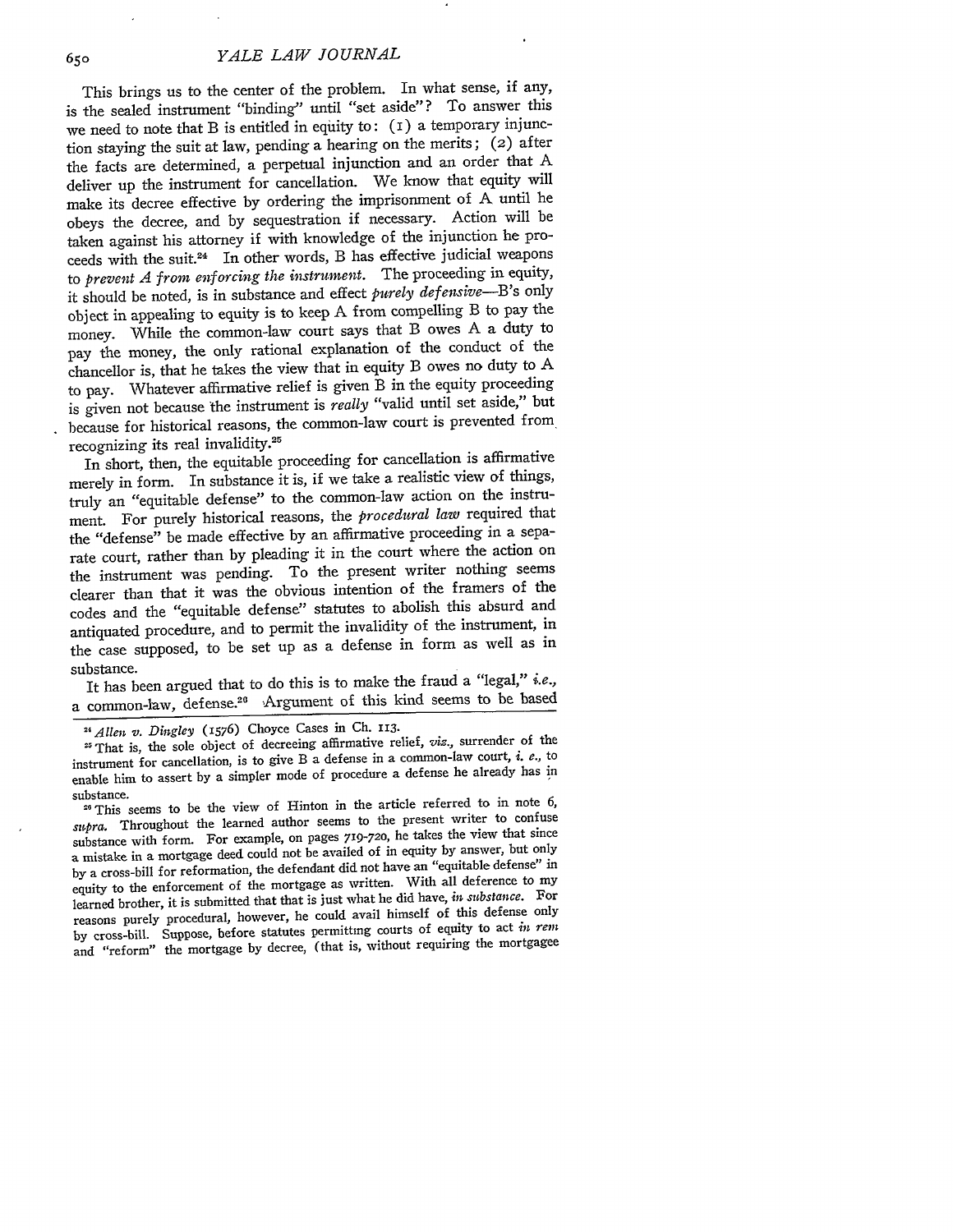This brings us to the center of the problem. In what sense, if any, is the sealed instrument "binding" until "set aside"? To answer this we need to note that B is entitled in equity to: (1) a temporary injunction staying the suit at law, pending a hearing on the merits; (2) after the facts are determined, a perpetual injunction and an order that A deliver up the instrument for cancellation. We know that equity will make its decree effective by ordering the imprisonment of A until he obeys the decree, and by sequestration if necessary. Action will be taken against his attorney if with knowledge of the injunction he proceeds with the suit.[24] In other words, B has effective judicial weapons to *prevent A from enforcing the instrument*. The proceeding in equity, it should be noted, is in substance and effect *purely defensive*—B's only object in appealing to equity is to keep A from compelling B to pay the money. While the common-law court says that B owes A a duty to pay the money, the only rational explanation of the conduct of the chancellor is, that he takes the view that in equity B owes no duty to A to pay. Whatever affirmative relief is given B in the equity proceeding is given not because the instrument is *really* "valid until set aside," but because for historical reasons, the common-law court is prevented from recognizing its real invalidity.[25]

In short, then, the equitable proceeding for cancellation is affirmative merely in form. In substance it is, if we take a realistic view of things, truly an "equitable defense" to the common-law action on the instrument. For purely historical reasons, the *procedural law* required that the "defense" be made effective by an affirmative proceeding in a separate court, rather than by pleading it in the court where the action on the instrument was pending. To the present writer nothing seems clearer than that it was the obvious intention of the framers of the codes and the "equitable defense" statutes to abolish this absurd and antiquated procedure, and to permit the invalidity of the instrument, in the case supposed, to be set up as a defense in form as well as in substance.

It has been argued that to do this is to make the fraud a "legal," *i.e.*, a common-law, defense.[26] Argument of this kind seems to be based

---

[24] *Allen v. Dingley* (1576) Choyce Cases in Ch. 113.

[25] That is, the sole object of decreeing affirmative relief, *viz.*, surrender of the instrument for cancellation, is to give B a defense in a common-law court, *i. e.*, to enable him to assert by a simpler mode of procedure a defense he already has in substance.

[26] This seems to be the view of Hinton in the article referred to in note 6, *supra*. Throughout the learned author seems to the present writer to confuse substance with form. For example, on pages 719-720, he takes the view that since a mistake in a mortgage deed could not be availed of in equity by answer, but only by a cross-bill for reformation, the defendant did not have an "equitable defense" in equity to the enforcement of the mortgage as written. With all deference to my learned brother, it is submitted that that is just what he did have, *in substance*. For reasons purely procedural, however, he could avail himself of this defense only by cross-bill. Suppose, before statutes permitting courts of equity to act *in rem* and "reform" the mortgage by decree, (that is, without requiring the mortgagee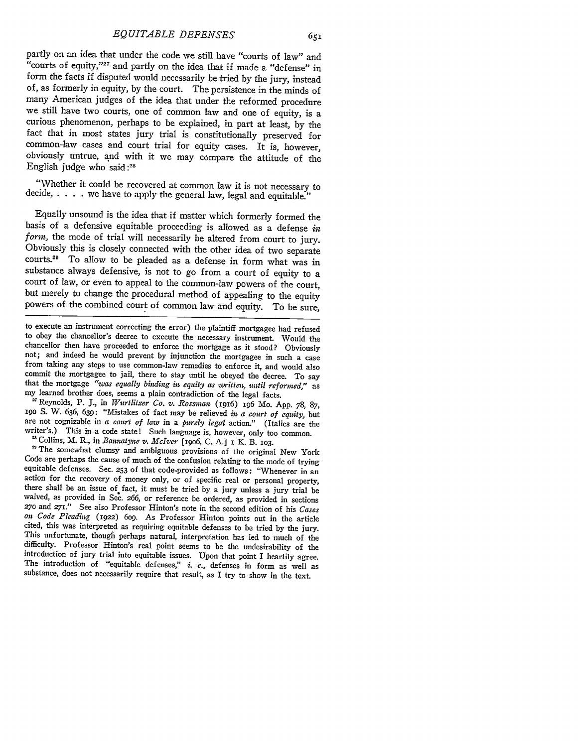partly on an idea that under the code we still have "courts of law" and "courts of equity,"[27] and partly on the idea that if made a "defense" in form the facts if disputed would necessarily be tried by the jury, instead of, as formerly in equity, by the court. The persistence in the minds of many American judges of the idea that under the reformed procedure we still have two courts, one of common law and one of equity, is a curious phenomenon, perhaps to be explained, in part at least, by the fact that in most states jury trial is constitutionally preserved for common-law cases and court trial for equity cases. It is, however, obviously untrue, and with it we may compare the attitude of the English judge who said:[28]

"Whether it could be recovered at common law it is not necessary to decide, . . . . we have to apply the general law, legal and equitable."

Equally unsound is the idea that if matter which formerly formed the basis of a defensive equitable proceeding is allowed as a defense *in form,* the mode of trial will necessarily be altered from court to jury. Obviously this is closely connected with the other idea of two separate courts.[29] To allow to be pleaded as a defense in form what was in substance always defensive, is not to go from a court of equity to a court of law, or even to appeal to the common-law powers of the court, but merely to change the procedural method of appealing to the equity powers of the combined court of common law and equity. To be sure,

---

to execute an instrument correcting the error) the plaintiff mortgagee had refused to obey the chancellor's decree to execute the necessary instrument. Would the chancellor then have proceeded to enforce the mortgage as it stood? Obviously not; and indeed he would prevent by injunction the mortgagee in such a case from taking any steps to use common-law remedies to enforce it, and would also commit the mortgagee to jail, there to stay until he obeyed the decree. To say that the mortgage *"was equally binding in equity as written, until reformed,"* as my learned brother does, seems a plain contradiction of the legal facts.

[27] Reynolds, P. J., in *Wurtlitzer Co. v. Rossman* (1916) 196 Mo. App. 78, 87, 190 S. W. 636, 639: "Mistakes of fact may be relieved *in a court of equity,* but are not cognizable in *a court of law* in a *purely legal* action." (Italics are the writer's.) This in a code state! Such language is, however, only too common.

[28] Collins, M. R., in *Bannatyne v. McIver* [1906, C. A.] 1 K. B. 103.

[29] The somewhat clumsy and ambiguous provisions of the original New York Code are perhaps the cause of much of the confusion relating to the mode of trying equitable defenses. Sec. 253 of that code provided as follows: "Whenever in an action for the recovery of money only, or of specific real or personal property, there shall be an issue of fact, it must be tried by a jury unless a jury trial be waived, as provided in Sec. 266, or reference be ordered, as provided in sections 270 and 271." See also Professor Hinton's note in the second edition of his *Cases on Code Pleading* (1922) 609. As Professor Hinton points out in the article cited, this was interpreted as requiring equitable defenses to be tried by the jury. This unfortunate, though perhaps natural, interpretation has led to much of the difficulty. Professor Hinton's real point seems to be the undesirability of the introduction of jury trial into equitable issues. Upon that point I heartily agree. The introduction of "equitable defenses," *i. e.,* defenses in form as well as substance, does not necessarily require that result, as I try to show in the text.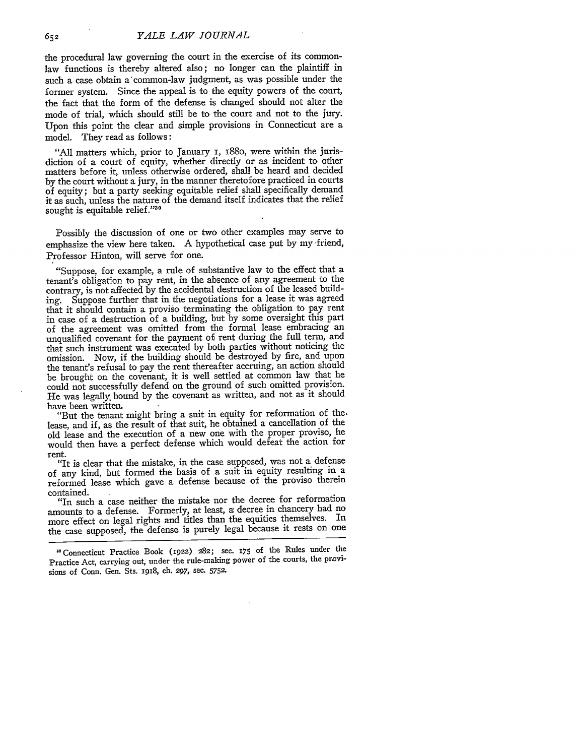the procedural law governing the court in the exercise of its common-law functions is thereby altered also; no longer can the plaintiff in such a case obtain a common-law judgment, as was possible under the former system. Since the appeal is to the equity powers of the court, the fact that the form of the defense is changed should not alter the mode of trial, which should still be to the court and not to the jury. Upon this point the clear and simple provisions in Connecticut are a model. They read as follows:

> "All matters which, prior to January 1, 1880, were within the jurisdiction of a court of equity, whether directly or as incident to other matters before it, unless otherwise ordered, shall be heard and decided by the court without a jury, in the manner theretofore practiced in courts of equity; but a party seeking equitable relief shall specifically demand it as such, unless the nature of the demand itself indicates that the relief sought is equitable relief."[30]

Possibly the discussion of one or two other examples may serve to emphasize the view here taken. A hypothetical case put by my friend, Professor Hinton, will serve for one.

> "Suppose, for example, a rule of substantive law to the effect that a tenant's obligation to pay rent, in the absence of any agreement to the contrary, is not affected by the accidental destruction of the leased building. Suppose further that in the negotiations for a lease it was agreed that it should contain a proviso terminating the obligation to pay rent in case of a destruction of a building, but by some oversight this part of the agreement was omitted from the formal lease embracing an unqualified covenant for the payment of rent during the full term, and that such instrument was executed by both parties without noticing the omission. Now, if the building should be destroyed by fire, and upon the tenant's refusal to pay the rent thereafter accruing, an action should be brought on the covenant, it is well settled at common law that he could not successfully defend on the ground of such omitted provision. He was legally bound by the covenant as written, and not as it should have been written.
>
> "But the tenant might bring a suit in equity for reformation of the lease, and if, as the result of that suit, he obtained a cancellation of the old lease and the execution of a new one with the proper proviso, he would then have a perfect defense which would defeat the action for rent.
>
> "It is clear that the mistake, in the case supposed, was not a defense of any kind, but formed the basis of a suit in equity resulting in a reformed lease which gave a defense because of the proviso therein contained.
>
> "In such a case neither the mistake nor the decree for reformation amounts to a defense. Formerly, at least, a decree in chancery had no more effect on legal rights and titles than the equities themselves. In the case supposed, the defense is purely legal because it rests on one

---

[30] Connecticut Practice Book (1922) 282; sec. 175 of the Rules under the Practice Act, carrying out, under the rule-making power of the courts, the provisions of Conn. Gen. Sts. 1918, ch. 297, sec. 5752.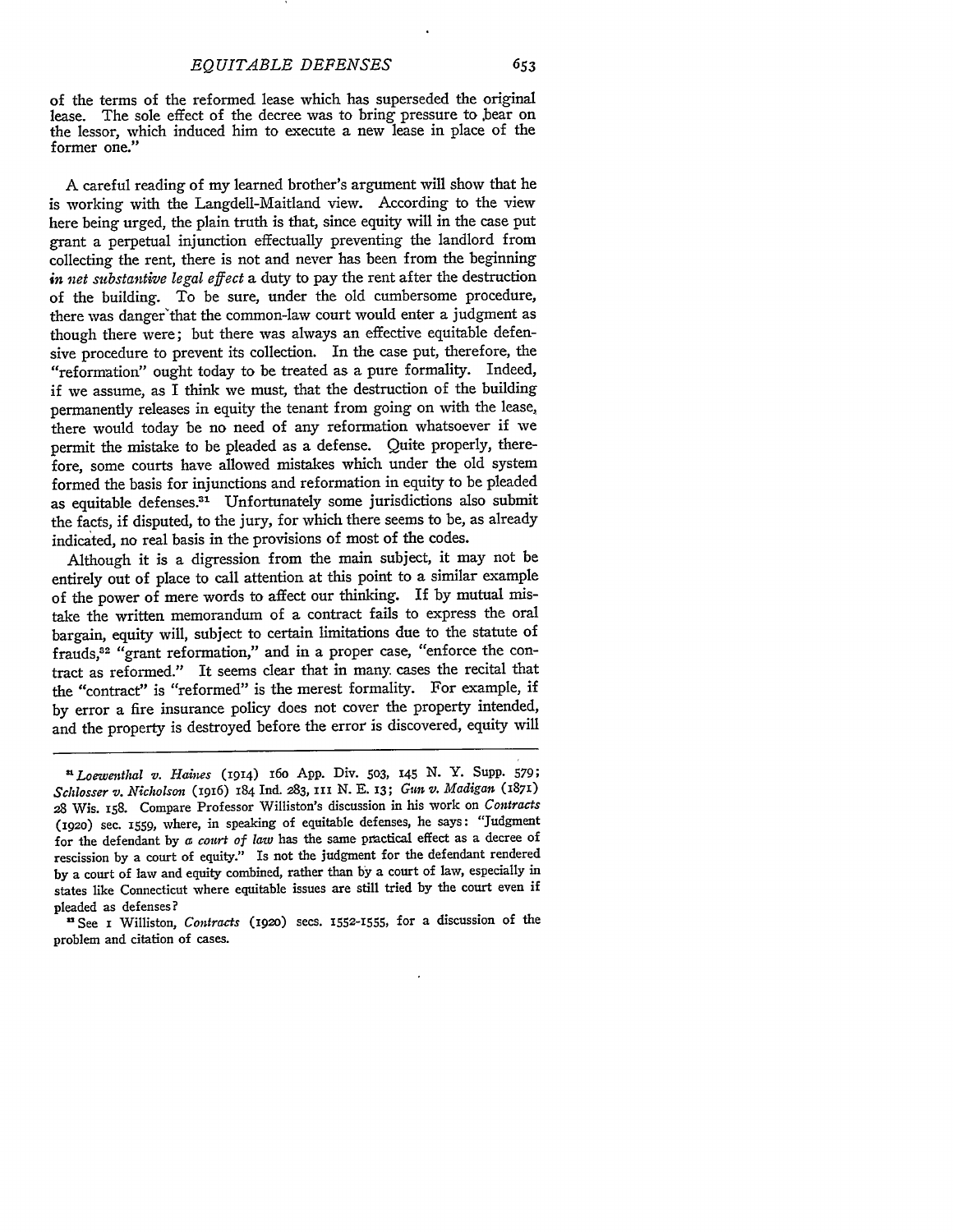of the terms of the reformed lease which has superseded the original lease. The sole effect of the decree was to bring pressure to bear on the lessor, which induced him to execute a new lease in place of the former one."

A careful reading of my learned brother's argument will show that he is working with the Langdell-Maitland view. According to the view here being urged, the plain truth is that, since equity will in the case put grant a perpetual injunction effectually preventing the landlord from collecting the rent, there is not and never has been from the beginning *in net substantive legal effect* a duty to pay the rent after the destruction of the building. To be sure, under the old cumbersome procedure, there was danger that the common-law court would enter a judgment as though there were; but there was always an effective equitable defensive procedure to prevent its collection. In the case put, therefore, the "reformation" ought today to be treated as a pure formality. Indeed, if we assume, as I think we must, that the destruction of the building permanently releases in equity the tenant from going on with the lease, there would today be no need of any reformation whatsoever if we permit the mistake to be pleaded as a defense. Quite properly, therefore, some courts have allowed mistakes which under the old system formed the basis for injunctions and reformation in equity to be pleaded as equitable defenses.[31] Unfortunately some jurisdictions also submit the facts, if disputed, to the jury, for which there seems to be, as already indicated, no real basis in the provisions of most of the codes.

Although it is a digression from the main subject, it may not be entirely out of place to call attention at this point to a similar example of the power of mere words to affect our thinking. If by mutual mistake the written memorandum of a contract fails to express the oral bargain, equity will, subject to certain limitations due to the statute of frauds,[32] "grant reformation," and in a proper case, "enforce the contract as reformed." It seems clear that in many cases the recital that the "contract" is "reformed" is the merest formality. For example, if by error a fire insurance policy does not cover the property intended, and the property is destroyed before the error is discovered, equity will

---

[31] *Loewenthal v. Haines* (1914) 160 App. Div. 503, 145 N. Y. Supp. 579; *Schlosser v. Nicholson* (1916) 184 Ind. 283, 111 N. E. 13; *Gun v. Madigan* (1871) 28 Wis. 158. Compare Professor Williston's discussion in his work on *Contracts* (1920) sec. 1559, where, in speaking of equitable defenses, he says: "Judgment for the defendant by *a court of law* has the same practical effect as a decree of rescission by a court of equity." Is not the judgment for the defendant rendered by a court of law and equity combined, rather than by a court of law, especially in states like Connecticut where equitable issues are still tried by the court even if pleaded as defenses?

[32] See 1 Williston, *Contracts* (1920) secs. 1552-1555, for a discussion of the problem and citation of cases.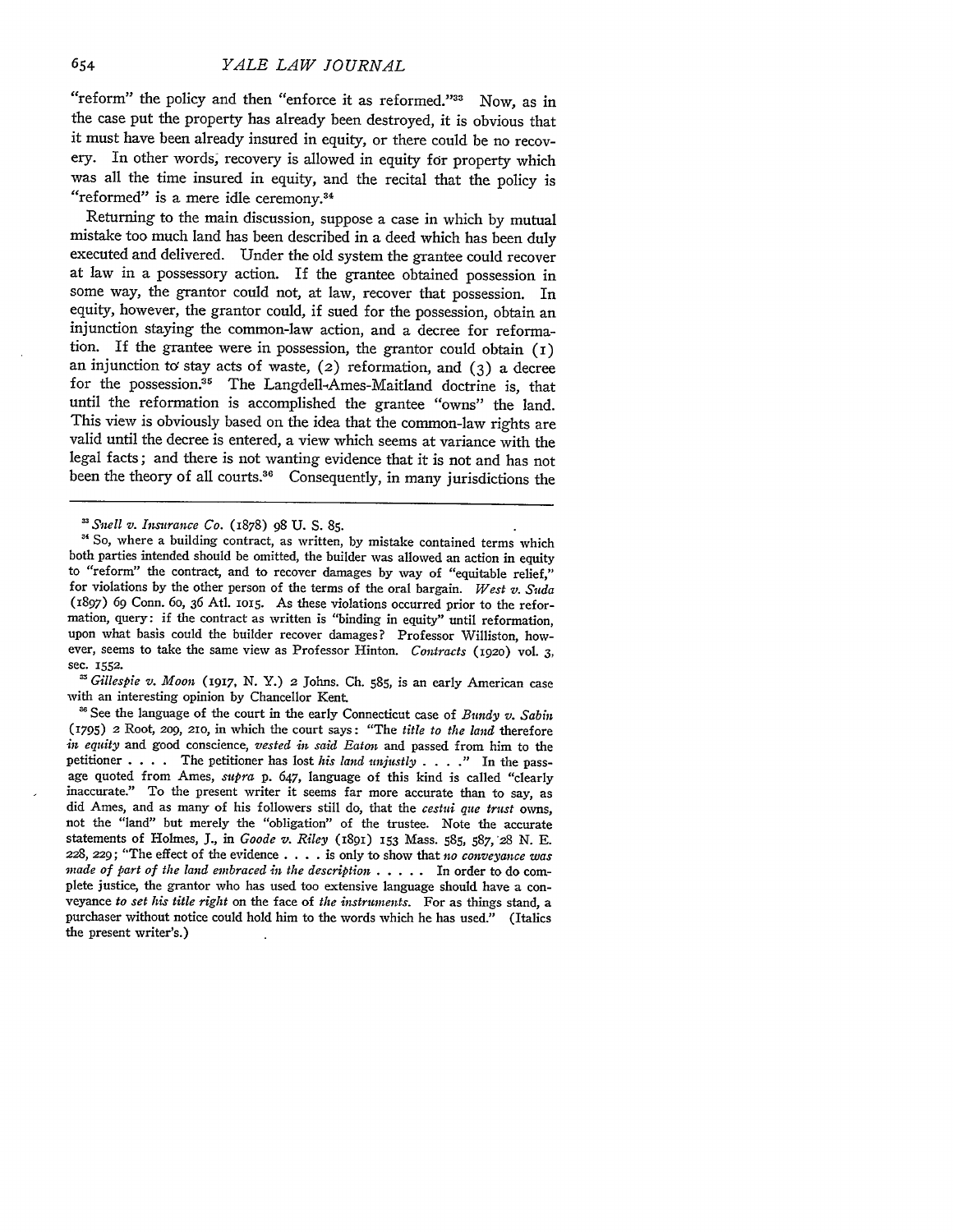"reform" the policy and then "enforce it as reformed."[33] Now, as in the case put the property has already been destroyed, it is obvious that it must have been already insured in equity, or there could be no recovery. In other words, recovery is allowed in equity for property which was all the time insured in equity, and the recital that the policy is "reformed" is a mere idle ceremony.[34]

Returning to the main discussion, suppose a case in which by mutual mistake too much land has been described in a deed which has been duly executed and delivered. Under the old system the grantee could recover at law in a possessory action. If the grantee obtained possession in some way, the grantor could not, at law, recover that possession. In equity, however, the grantor could, if sued for the possession, obtain an injunction staying the common-law action, and a decree for reformation. If the grantee were in possession, the grantor could obtain (1) an injunction to stay acts of waste, (2) reformation, and (3) a decree for the possession.[35] The Langdell-Ames-Maitland doctrine is, that until the reformation is accomplished the grantee "owns" the land. This view is obviously based on the idea that the common-law rights are valid until the decree is entered, a view which seems at variance with the legal facts; and there is not wanting evidence that it is not and has not been the theory of all courts.[36] Consequently, in many jurisdictions the

---

[33] *Snell v. Insurance Co.* (1878) 98 U. S. 85.

[34] So, where a building contract, as written, by mistake contained terms which both parties intended should be omitted, the builder was allowed an action in equity to "reform" the contract, and to recover damages by way of "equitable relief," for violations by the other person of the terms of the oral bargain. *West v. Suda* (1897) 69 Conn. 60, 36 Atl. 1015. As these violations occurred prior to the reformation, query: if the contract as written is "binding in equity" until reformation, upon what basis could the builder recover damages? Professor Williston, however, seems to take the same view as Professor Hinton. *Contracts* (1920) vol. 3, sec. 1552.

[35] *Gillespie v. Moon* (1917, N. Y.) 2 Johns. Ch. 585, is an early American case with an interesting opinion by Chancellor Kent.

[36] See the language of the court in the early Connecticut case of *Bundy v. Sabin* (1795) 2 Root, 209, 210, in which the court says: "The *title to the land* therefore *in equity* and good conscience, *vested in said Eaton* and passed from him to the petitioner . . . . The petitioner has lost *his land unjustly* . . . ." In the passage quoted from Ames, *supra* p. 647, language of this kind is called "clearly inaccurate." To the present writer it seems far more accurate than to say, as did Ames, and as many of his followers still do, that the *cestui que trust* owns, not the "land" but merely the "obligation" of the trustee. Note the accurate statements of Holmes, J., in *Goode v. Riley* (1891) 153 Mass. 585, 587, 28 N. E. 228, 229; "The effect of the evidence . . . . is only to show that *no conveyance was made of part of the land embraced in the description* . . . . . In order to do complete justice, the grantor who has used too extensive language should have a conveyance *to set his title right* on the face of *the instruments*. For as things stand, a purchaser without notice could hold him to the words which he has used." (Italics the present writer's.)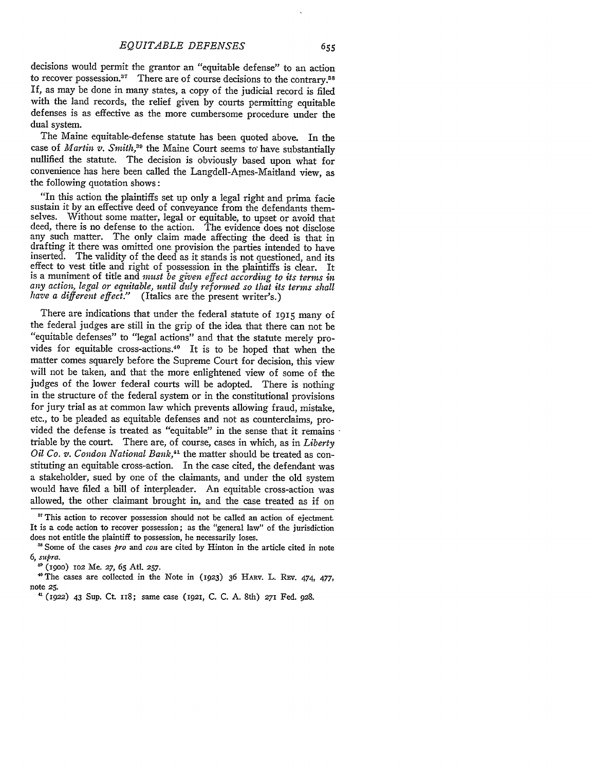decisions would permit the grantor an "equitable defense" to an action to recover possession.[37] There are of course decisions to the contrary.[38] If, as may be done in many states, a copy of the judicial record is filed with the land records, the relief given by courts permitting equitable defenses is as effective as the more cumbersome procedure under the dual system.

The Maine equitable-defense statute has been quoted above. In the case of *Martin v. Smith*,[39] the Maine Court seems to have substantially nullified the statute. The decision is obviously based upon what for convenience has here been called the Langdell-Ames-Maitland view, as the following quotation shows:

"In this action the plaintiffs set up only a legal right and prima facie sustain it by an effective deed of conveyance from the defendants themselves. Without some matter, legal or equitable, to upset or avoid that deed, there is no defense to the action. The evidence does not disclose any such matter. The only claim made affecting the deed is that in drafting it there was omitted one provision the parties intended to have inserted. The validity of the deed as it stands is not questioned, and its effect to vest title and right of possession in the plaintiffs is clear. It is a muniment of title and *must be given effect according to its terms in any action, legal or equitable, until duly reformed so that its terms shall have a different effect.*" (Italics are the present writer's.)

There are indications that under the federal statute of 1915 many of the federal judges are still in the grip of the idea that there can not be "equitable defenses" to "legal actions" and that the statute merely provides for equitable cross-actions.[40] It is to be hoped that when the matter comes squarely before the Supreme Court for decision, this view will not be taken, and that the more enlightened view of some of the judges of the lower federal courts will be adopted. There is nothing in the structure of the federal system or in the constitutional provisions for jury trial as at common law which prevents allowing fraud, mistake, etc., to be pleaded as equitable defenses and not as counterclaims, provided the defense is treated as "equitable" in the sense that it remains triable by the court. There are, of course, cases in which, as in *Liberty Oil Co. v. Condon National Bank*,[41] the matter should be treated as constituting an equitable cross-action. In the case cited, the defendant was a stakeholder, sued by one of the claimants, and under the old system would have filed a bill of interpleader. An equitable cross-action was allowed, the other claimant brought in, and the case treated as if on

---

[37] This action to recover possession should not be called an action of ejectment. It is a code action to recover possession; as the "general law" of the jurisdiction does not entitle the plaintiff to possession, he necessarily loses.

[38] Some of the cases *pro* and *con* are cited by Hinton in the article cited in note 6, *supra*.

[39] (1900) 102 Me. 27, 65 Atl. 257.

[40] The cases are collected in the Note in (1923) 36 HARV. L. REV. 474, 477, note 25.

[41] (1922) 43 Sup. Ct. 118; same case (1921, C. C. A. 8th) 271 Fed. 928.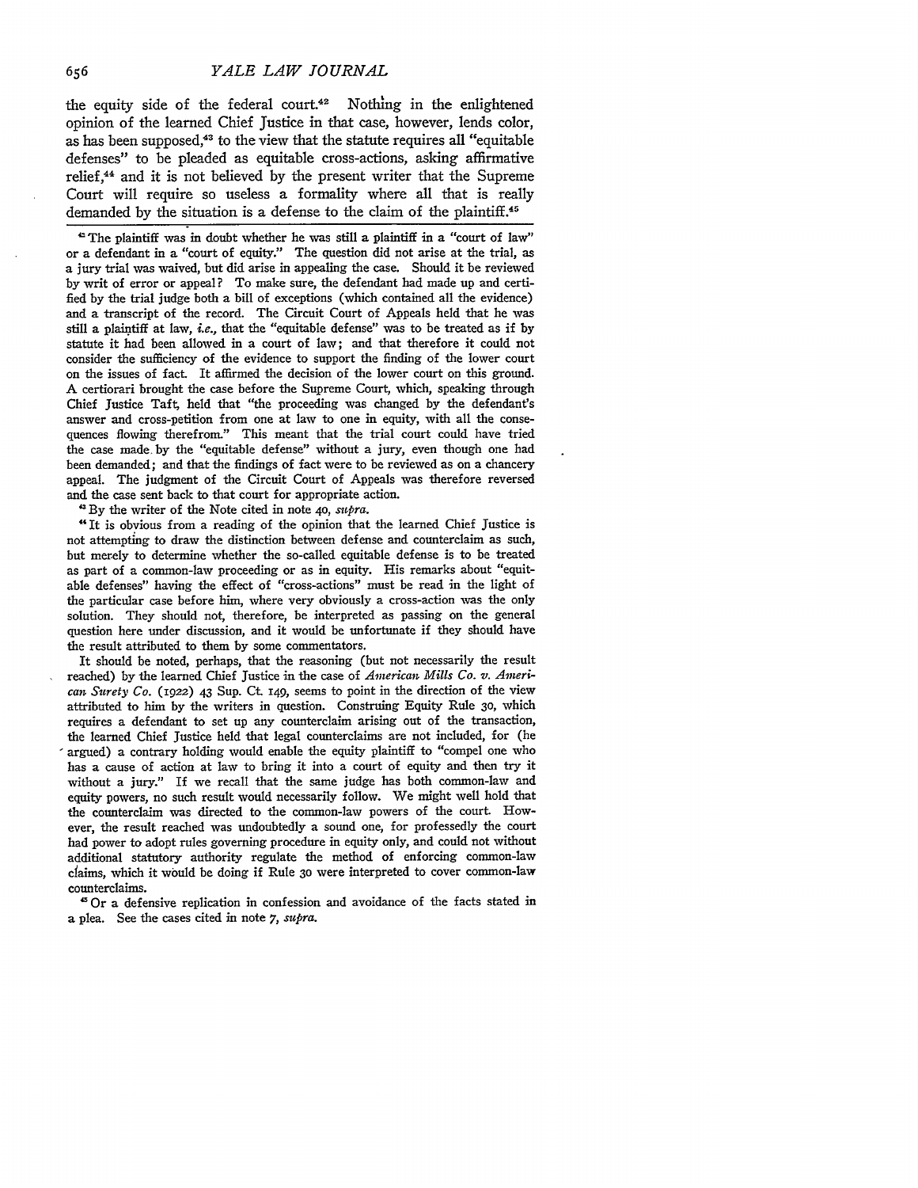the equity side of the federal court.[42] Nothing in the enlightened opinion of the learned Chief Justice in that case, however, lends color, as has been supposed,[43] to the view that the statute requires all "equitable defenses" to be pleaded as equitable cross-actions, asking affirmative relief,[44] and it is not believed by the present writer that the Supreme Court will require so useless a formality where all that is really demanded by the situation is a defense to the claim of the plaintiff.[45]

[42] The plaintiff was in doubt whether he was still a plaintiff in a "court of law" or a defendant in a "court of equity." The question did not arise at the trial, as a jury trial was waived, but did arise in appealing the case. Should it be reviewed by writ of error or appeal? To make sure, the defendant had made up and certified by the trial judge both a bill of exceptions (which contained all the evidence) and a transcript of the record. The Circuit Court of Appeals held that he was still a plaintiff at law, *i.e.*, that the "equitable defense" was to be treated as if by statute it had been allowed in a court of law; and that therefore it could not consider the sufficiency of the evidence to support the finding of the lower court on the issues of fact. It affirmed the decision of the lower court on this ground. A certiorari brought the case before the Supreme Court, which, speaking through Chief Justice Taft, held that "the proceeding was changed by the defendant's answer and cross-petition from one at law to one in equity, with all the consequences flowing therefrom." This meant that the trial court could have tried the case made by the "equitable defense" without a jury, even though one had been demanded; and that the findings of fact were to be reviewed as on a chancery appeal. The judgment of the Circuit Court of Appeals was therefore reversed and the case sent back to that court for appropriate action.

[43] By the writer of the Note cited in note 40, *supra*.

[44] It is obvious from a reading of the opinion that the learned Chief Justice is not attempting to draw the distinction between defense and counterclaim as such, but merely to determine whether the so-called equitable defense is to be treated as part of a common-law proceeding or as in equity. His remarks about "equitable defenses" having the effect of "cross-actions" must be read in the light of the particular case before him, where very obviously a cross-action was the only solution. They should not, therefore, be interpreted as passing on the general question here under discussion, and it would be unfortunate if they should have the result attributed to them by some commentators.

It should be noted, perhaps, that the reasoning (but not necessarily the result reached) by the learned Chief Justice in the case of *American Mills Co. v. American Surety Co.* (1922) 43 Sup. Ct. 149, seems to point in the direction of the view attributed to him by the writers in question. Construing Equity Rule 30, which requires a defendant to set up any counterclaim arising out of the transaction, the learned Chief Justice held that legal counterclaims are not included, for (he argued) a contrary holding would enable the equity plaintiff to "compel one who has a cause of action at law to bring it into a court of equity and then try it without a jury." If we recall that the same judge has both common-law and equity powers, no such result would necessarily follow. We might well hold that the counterclaim was directed to the common-law powers of the court. However, the result reached was undoubtedly a sound one, for professedly the court had power to adopt rules governing procedure in equity only, and could not without additional statutory authority regulate the method of enforcing common-law claims, which it would be doing if Rule 30 were interpreted to cover common-law counterclaims.

[45] Or a defensive replication in confession and avoidance of the facts stated in a plea. See the cases cited in note 7, *supra*.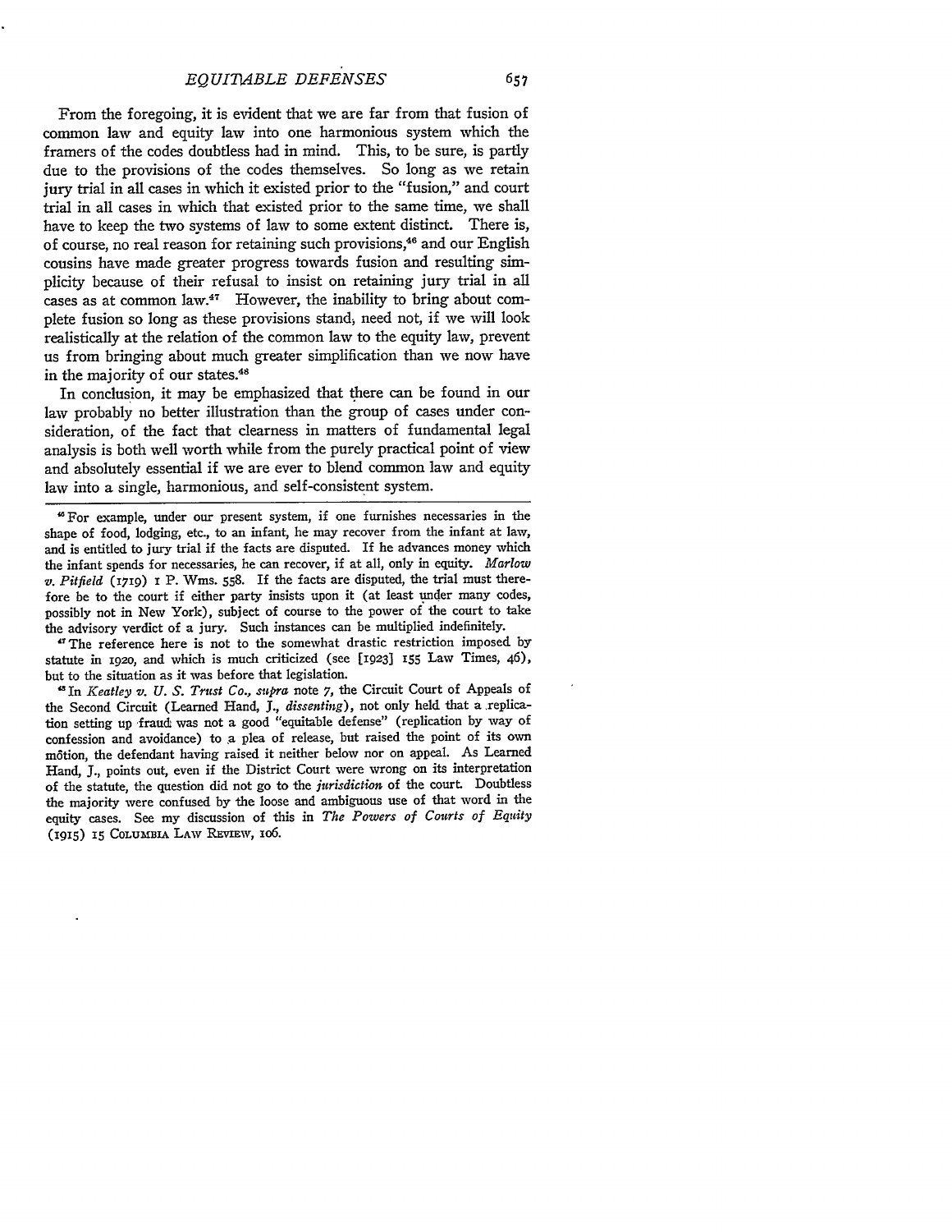From the foregoing, it is evident that we are far from that fusion of common law and equity law into one harmonious system which the framers of the codes doubtless had in mind. This, to be sure, is partly due to the provisions of the codes themselves. So long as we retain jury trial in all cases in which it existed prior to the "fusion," and court trial in all cases in which that existed prior to the same time, we shall have to keep the two systems of law to some extent distinct. There is, of course, no real reason for retaining such provisions,[46] and our English cousins have made greater progress towards fusion and resulting simplicity because of their refusal to insist on retaining jury trial in all cases as at common law.[47] However, the inability to bring about complete fusion so long as these provisions stand, need not, if we will look realistically at the relation of the common law to the equity law, prevent us from bringing about much greater simplification than we now have in the majority of our states.[48]

In conclusion, it may be emphasized that there can be found in our law probably no better illustration than the group of cases under consideration, of the fact that clearness in matters of fundamental legal analysis is both well worth while from the purely practical point of view and absolutely essential if we are ever to blend common law and equity law into a single, harmonious, and self-consistent system.

---

[46] For example, under our present system, if one furnishes necessaries in the shape of food, lodging, etc., to an infant, he may recover from the infant at law, and is entitled to jury trial if the facts are disputed. If he advances money which the infant spends for necessaries, he can recover, if at all, only in equity. *Marlow v. Pitfield* (1719) 1 P. Wms. 558. If the facts are disputed, the trial must therefore be to the court if either party insists upon it (at least under many codes, possibly not in New York), subject of course to the power of the court to take the advisory verdict of a jury. Such instances can be multiplied indefinitely.

[47] The reference here is not to the somewhat drastic restriction imposed by statute in 1920, and which is much criticized (see [1923] 155 Law Times, 46), but to the situation as it was before that legislation.

[48] In *Keatley v. U. S. Trust Co., supra* note 7, the Circuit Court of Appeals of the Second Circuit (Learned Hand, J., *dissenting*), not only held that a replication setting up fraud was not a good "equitable defense" (replication by way of confession and avoidance) to a plea of release, but raised the point of its own motion, the defendant having raised it neither below nor on appeal. As Learned Hand, J., points out, even if the District Court were wrong on its interpretation of the statute, the question did not go to the *jurisdiction* of the court. Doubtless the majority were confused by the loose and ambiguous use of that word in the equity cases. See my discussion of this in *The Powers of Courts of Equity* (1915) 15 Columbia Law Review, 106.